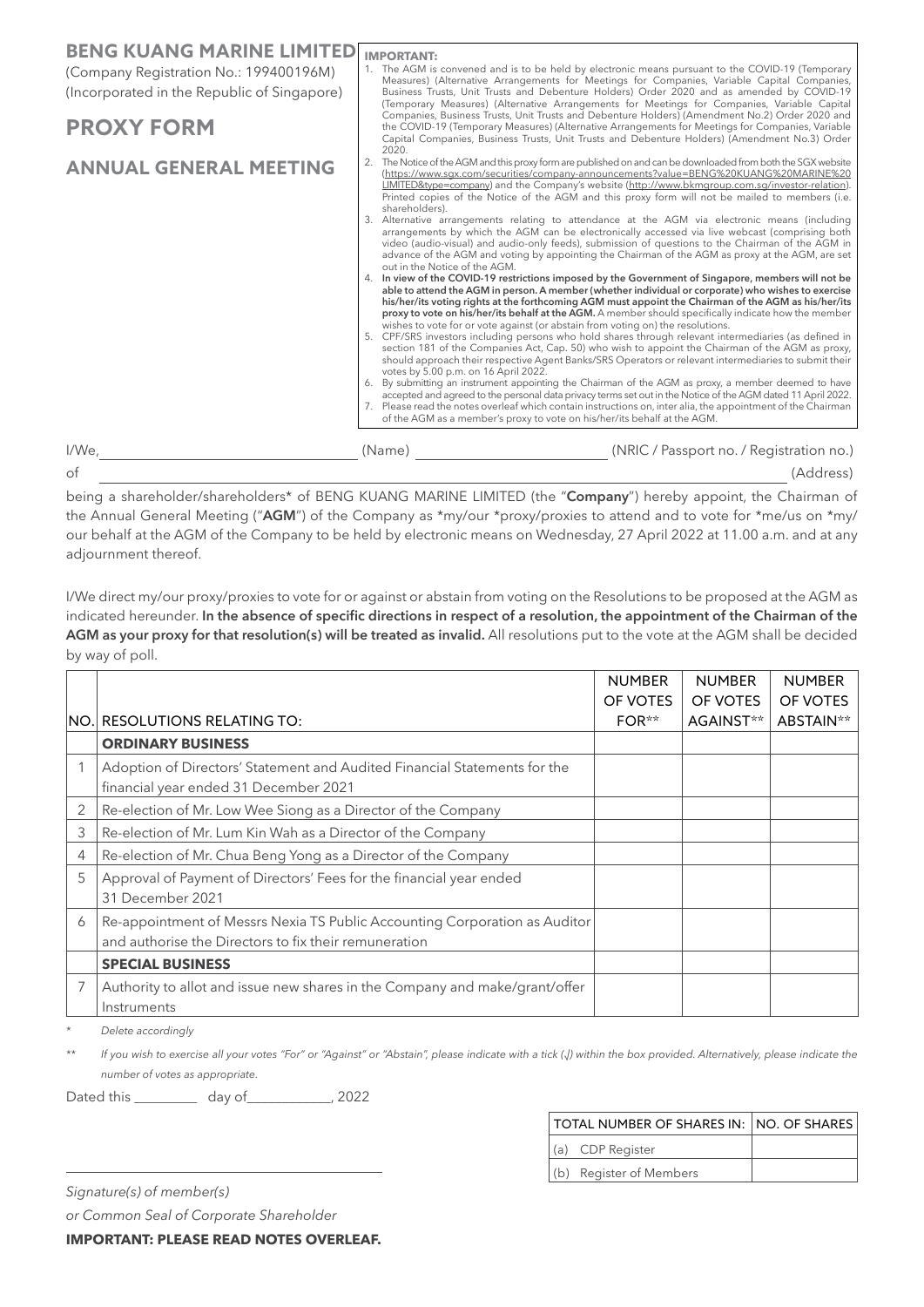# BENG KUANG MARINE LIMITED

(Company Registration No.: 199400196M)
(Incorporated in the Republic of Singapore)

## PROXY FORM

## ANNUAL GENERAL MEETING

**IMPORTANT:**

1. The AGM is convened and is to be held by electronic means pursuant to the COVID-19 (Temporary Measures) (Alternative Arrangements for Meetings for Companies, Variable Capital Companies, Business Trusts, Unit Trusts and Debenture Holders) Order 2020 and as amended by COVID-19 (Temporary Measures) (Alternative Arrangements for Meetings for Companies, Variable Capital Companies, Business Trusts, Unit Trusts and Debenture Holders) (Amendment No.2) Order 2020 and the COVID-19 (Temporary Measures) (Alternative Arrangements for Meetings for Companies, Variable Capital Companies, Business Trusts, Unit Trusts and Debenture Holders) (Amendment No.3) Order 2020.
2. The Notice of the AGM and this proxy form are published on and can be downloaded from both the SGX website (https://www.sgx.com/securities/company-announcements?value=BENG%20KUANG%20MARINE%20LIMITED&type=company) and the Company's website (http://www.bkmgroup.com.sg/investor-relation). Printed copies of the Notice of the AGM and this proxy form will not be mailed to members (i.e. shareholders).
3. Alternative arrangements relating to attendance at the AGM via electronic means (including arrangements by which the AGM can be electronically accessed via live webcast (comprising both video (audio-visual) and audio-only feeds), submission of questions to the Chairman of the AGM in advance of the AGM and voting by appointing the Chairman of the AGM as proxy at the AGM, are set out in the Notice of the AGM.
4. **In view of the COVID-19 restrictions imposed by the Government of Singapore, members will not be able to attend the AGM in person. A member (whether individual or corporate) who wishes to exercise his/her/its voting rights at the forthcoming AGM must appoint the Chairman of the AGM as his/her/its proxy to vote on his/her/its behalf at the AGM.** A member should specifically indicate how the member wishes to vote for or vote against (or abstain from voting on) the resolutions.
5. CPF/SRS investors including persons who hold shares through relevant intermediaries (as defined in section 181 of the Companies Act, Cap. 50) who wish to appoint the Chairman of the AGM as proxy, should approach their respective Agent Banks/SRS Operators or relevant intermediaries to submit their votes by 5.00 p.m. on 16 April 2022.
6. By submitting an instrument appointing the Chairman of the AGM as proxy, a member deemed to have accepted and agreed to the personal data privacy terms set out in the Notice of the AGM dated 11 April 2022.
7. Please read the notes overleaf which contain instructions on, inter alia, the appointment of the Chairman of the AGM as a member's proxy to vote on his/her/its behalf at the AGM.

I/We, ____________________ (Name) ____________________ (NRIC / Passport no. / Registration no.)

of ____________________________________________ (Address)

being a shareholder/shareholders* of BENG KUANG MARINE LIMITED (the "**Company**") hereby appoint, the Chairman of the Annual General Meeting ("**AGM**") of the Company as *my/our *proxy/proxies to attend and to vote for *me/us on *my/our behalf at the AGM of the Company to be held by electronic means on Wednesday, 27 April 2022 at 11.00 a.m. and at any adjournment thereof.

I/We direct my/our proxy/proxies to vote for or against or abstain from voting on the Resolutions to be proposed at the AGM as indicated hereunder. **In the absence of specific directions in respect of a resolution, the appointment of the Chairman of the AGM as your proxy for that resolution(s) will be treated as invalid.** All resolutions put to the vote at the AGM shall be decided by way of poll.

| NO. | RESOLUTIONS RELATING TO: | NUMBER OF VOTES FOR** | NUMBER OF VOTES AGAINST** | NUMBER OF VOTES ABSTAIN** |
|---|---|---|---|---|
| | **ORDINARY BUSINESS** | | | |
| 1 | Adoption of Directors' Statement and Audited Financial Statements for the financial year ended 31 December 2021 | | | |
| 2 | Re-election of Mr. Low Wee Siong as a Director of the Company | | | |
| 3 | Re-election of Mr. Lum Kin Wah as a Director of the Company | | | |
| 4 | Re-election of Mr. Chua Beng Yong as a Director of the Company | | | |
| 5 | Approval of Payment of Directors' Fees for the financial year ended 31 December 2021 | | | |
| 6 | Re-appointment of Messrs Nexia TS Public Accounting Corporation as Auditor and authorise the Directors to fix their remuneration | | | |
| | **SPECIAL BUSINESS** | | | |
| 7 | Authority to allot and issue new shares in the Company and make/grant/offer Instruments | | | |

\* *Delete accordingly*

\*\* *If you wish to exercise all your votes "For" or "Against" or "Abstain", please indicate with a tick (√) within the box provided. Alternatively, please indicate the number of votes as appropriate.*

Dated this _________ day of ____________, 2022

| TOTAL NUMBER OF SHARES IN: | NO. OF SHARES |
|---|---|
| (a) CDP Register | |
| (b) Register of Members | |

_____________________________________

*Signature(s) of member(s)*

*or Common Seal of Corporate Shareholder*

**IMPORTANT: PLEASE READ NOTES OVERLEAF.**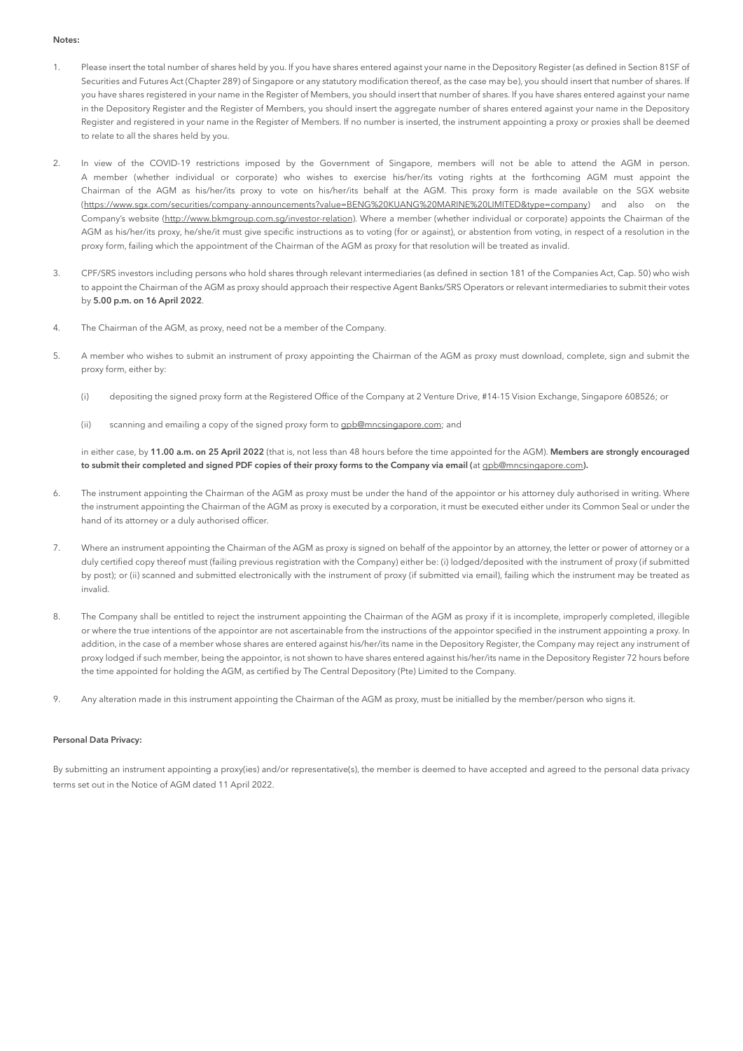**Notes:**

1. Please insert the total number of shares held by you. If you have shares entered against your name in the Depository Register (as defined in Section 81SF of Securities and Futures Act (Chapter 289) of Singapore or any statutory modification thereof, as the case may be), you should insert that number of shares. If you have shares registered in your name in the Register of Members, you should insert that number of shares. If you have shares entered against your name in the Depository Register and the Register of Members, you should insert the aggregate number of shares entered against your name in the Depository Register and registered in your name in the Register of Members. If no number is inserted, the instrument appointing a proxy or proxies shall be deemed to relate to all the shares held by you.

2. In view of the COVID-19 restrictions imposed by the Government of Singapore, members will not be able to attend the AGM in person. A member (whether individual or corporate) who wishes to exercise his/her/its voting rights at the forthcoming AGM must appoint the Chairman of the AGM as his/her/its proxy to vote on his/her/its behalf at the AGM. This proxy form is made available on the SGX website (https://www.sgx.com/securities/company-announcements?value=BENG%20KUANG%20MARINE%20LIMITED&type=company) and also on the Company's website (http://www.bkmgroup.com.sg/investor-relation). Where a member (whether individual or corporate) appoints the Chairman of the AGM as his/her/its proxy, he/she/it must give specific instructions as to voting (for or against), or abstention from voting, in respect of a resolution in the proxy form, failing which the appointment of the Chairman of the AGM as proxy for that resolution will be treated as invalid.

3. CPF/SRS investors including persons who hold shares through relevant intermediaries (as defined in section 181 of the Companies Act, Cap. 50) who wish to appoint the Chairman of the AGM as proxy should approach their respective Agent Banks/SRS Operators or relevant intermediaries to submit their votes by **5.00 p.m. on 16 April 2022**.

4. The Chairman of the AGM, as proxy, need not be a member of the Company.

5. A member who wishes to submit an instrument of proxy appointing the Chairman of the AGM as proxy must download, complete, sign and submit the proxy form, either by:

   (i) depositing the signed proxy form at the Registered Office of the Company at 2 Venture Drive, #14-15 Vision Exchange, Singapore 608526; or

   (ii) scanning and emailing a copy of the signed proxy form to gpb@mncsingapore.com; and

   in either case, by **11.00 a.m. on 25 April 2022** (that is, not less than 48 hours before the time appointed for the AGM). **Members are strongly encouraged to submit their completed and signed PDF copies of their proxy forms to the Company via email (**at gpb@mncsingapore.com**).**

6. The instrument appointing the Chairman of the AGM as proxy must be under the hand of the appointor or his attorney duly authorised in writing. Where the instrument appointing the Chairman of the AGM as proxy is executed by a corporation, it must be executed either under its Common Seal or under the hand of its attorney or a duly authorised officer.

7. Where an instrument appointing the Chairman of the AGM as proxy is signed on behalf of the appointor by an attorney, the letter or power of attorney or a duly certified copy thereof must (failing previous registration with the Company) either be: (i) lodged/deposited with the instrument of proxy (if submitted by post); or (ii) scanned and submitted electronically with the instrument of proxy (if submitted via email), failing which the instrument may be treated as invalid.

8. The Company shall be entitled to reject the instrument appointing the Chairman of the AGM as proxy if it is incomplete, improperly completed, illegible or where the true intentions of the appointor are not ascertainable from the instructions of the appointor specified in the instrument appointing a proxy. In addition, in the case of a member whose shares are entered against his/her/its name in the Depository Register, the Company may reject any instrument of proxy lodged if such member, being the appointor, is not shown to have shares entered against his/her/its name in the Depository Register 72 hours before the time appointed for holding the AGM, as certified by The Central Depository (Pte) Limited to the Company.

9. Any alteration made in this instrument appointing the Chairman of the AGM as proxy, must be initialled by the member/person who signs it.

**Personal Data Privacy:**

By submitting an instrument appointing a proxy(ies) and/or representative(s), the member is deemed to have accepted and agreed to the personal data privacy terms set out in the Notice of AGM dated 11 April 2022.